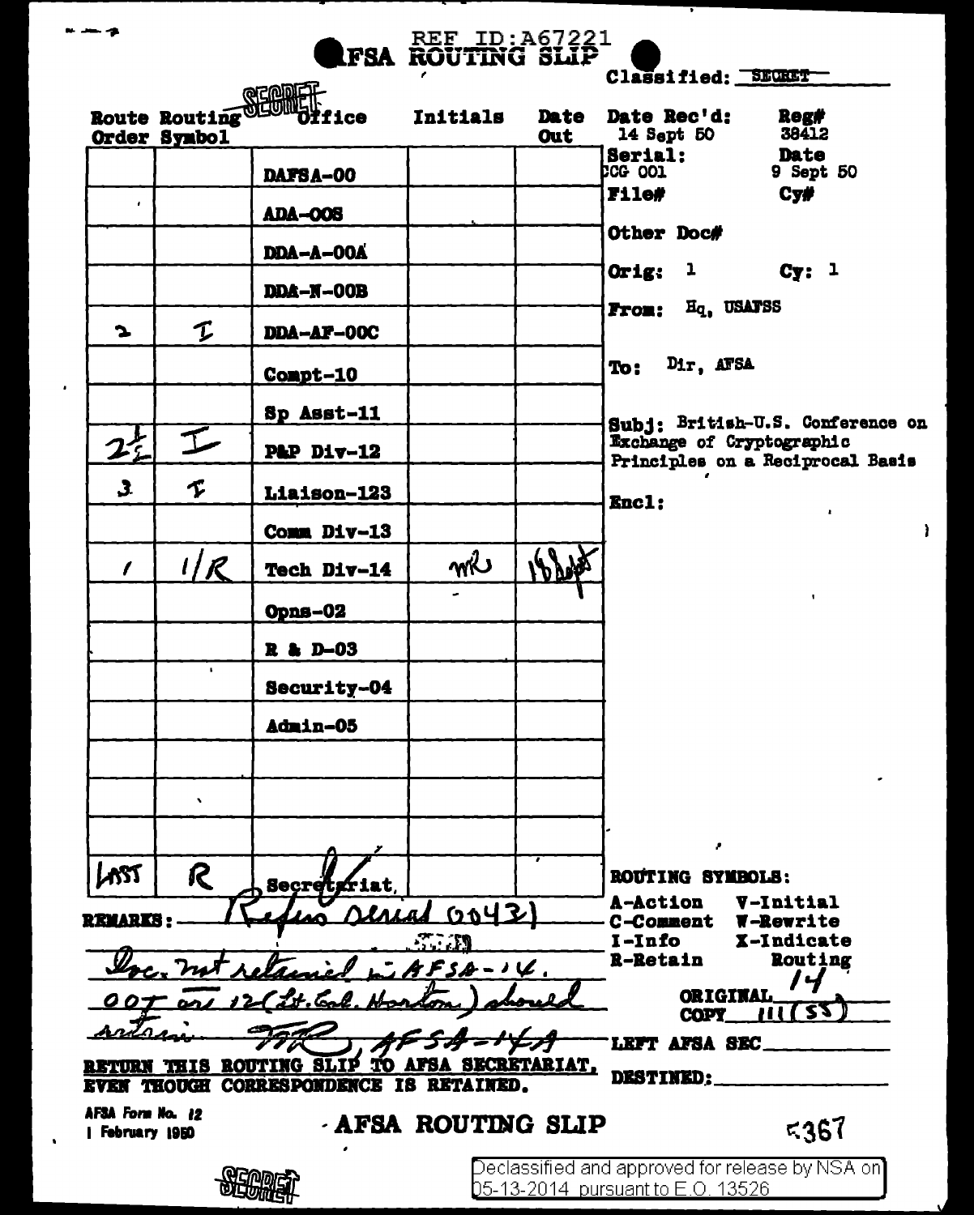REF ID:A67221

# AFSA ROUTING SLIP

Classified: ~~SECRET~~

SECRET

| Route Order | Routing Symbol | Office | Initials | Date Out |
|---|---|---|---|---|
| | | DAFSA-00 | | |
| | | ADA-00S | | |
| | | DDA-A-00A | | |
| | | DDA-N-00B | | |
| 2 | I | DDA-AF-00C | | |
| | | Compt-10 | | |
| | | Sp Asst-11 | | |
| 2½ | I | P&P Div-12 | | |
| 3 | I | Liaison-123 | | |
| | | Comm Div-13 | | |
| 1 | 1/R | Tech Div-14 | mR | 18 Sept |
| | | Opns-02 | | |
| | | R & D-03 | | |
| | | Security-04 | | |
| | | Admin-05 | | |
| | | | | |
| | | | | |
| | | | | |
| LAST | R | Secretariat | | |

Date Rec'd: 14 Sept 50 Reg# 38412

Serial: CCG 001 Date 9 Sept 50

File# Cy#

Other Doc#

Orig: 1 Cy: 1

From: Hq, USAFSS

To: Dir, AFSA

Subj: British-U.S. Conference on Exchange of Cryptographic Principles on a Reciprocal Basis

Encl:

REMARKS: Refers serial 0043)

Doc. not retained in AFSA-14. 00T or 12 (Lt. Col. Horton) should retain. MR, AFSA-14A

RETURN THIS ROUTING SLIP TO AFSA SECRETARIAT, EVEN THOUGH CORRESPONDENCE IS RETAINED.

ROUTING SYMBOLS:

A-Action V-Initial
C-Comment W-Rewrite
I-Info X-Indicate
R-Retain Routing

ORIGINAL 14
COPY 111 (SS)

LEFT AFSA SEC

DESTINED:

AFSA Form No. 12
1 February 1950

AFSA ROUTING SLIP

5367

SECRET

Declassified and approved for release by NSA on 05-13-2014 pursuant to E.O. 13526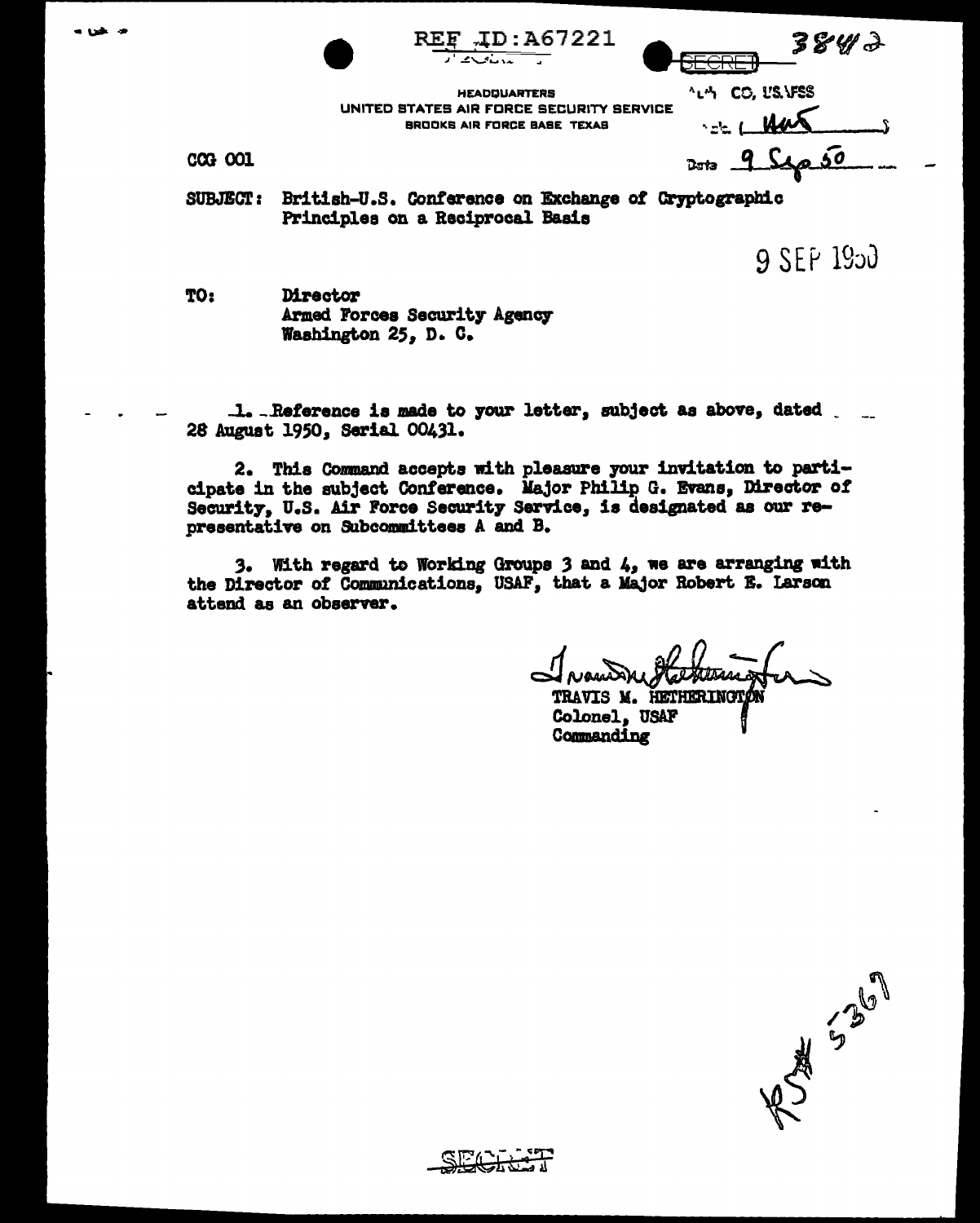REF ID:A67221

SECRET 3843

HEADQUARTERS
UNITED STATES AIR FORCE SECURITY SERVICE
BROOKS AIR FORCE BASE TEXAS

AUTH CO, USAFSS
Init ( HWS )
Date 9 Sep 50

CCG 001

SUBJECT: British-U.S. Conference on Exchange of Cryptographic Principles on a Reciprocal Basis

9 SEP 1950

TO: Director
Armed Forces Security Agency
Washington 25, D. C.

1. Reference is made to your letter, subject as above, dated 28 August 1950, Serial 00431.

2. This Command accepts with pleasure your invitation to participate in the subject Conference. Major Philip G. Evans, Director of Security, U.S. Air Force Security Service, is designated as our representative on Subcommittees A and B.

3. With regard to Working Groups 3 and 4, we are arranging with the Director of Communications, USAF, that a Major Robert E. Larson attend as an observer.

TRAVIS M. HETHERINGTON
Colonel, USAF
Commanding

RS# 5367

SECRET